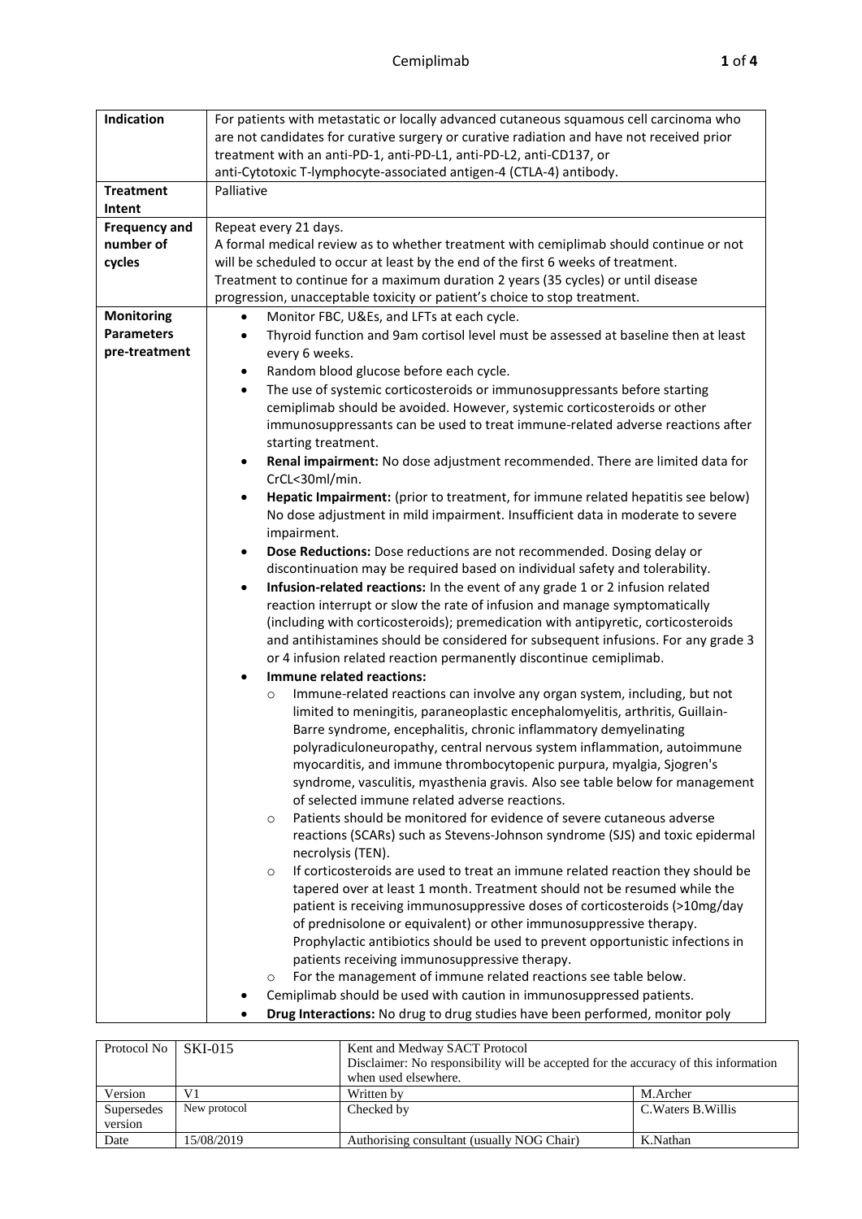| Indication | For patients with metastatic or locally advanced cutaneous squamous cell carcinoma who are not candidates for curative surgery or curative radiation and have not received prior treatment with an anti-PD-1, anti-PD-L1, anti-PD-L2, anti-CD137, or anti-Cytotoxic T-lymphocyte-associated antigen-4 (CTLA-4) antibody. |
|---|---|
| **Treatment Intent** | Palliative |
| **Frequency and number of cycles** | Repeat every 21 days.<br>A formal medical review as to whether treatment with cemiplimab should continue or not will be scheduled to occur at least by the end of the first 6 weeks of treatment.<br>Treatment to continue for a maximum duration 2 years (35 cycles) or until disease progression, unacceptable toxicity or patient's choice to stop treatment. |
| **Monitoring Parameters pre-treatment** | • Monitor FBC, U&Es, and LFTs at each cycle.<br>• Thyroid function and 9am cortisol level must be assessed at baseline then at least every 6 weeks.<br>• Random blood glucose before each cycle.<br>• The use of systemic corticosteroids or immunosuppressants before starting cemiplimab should be avoided. However, systemic corticosteroids or other immunosuppressants can be used to treat immune-related adverse reactions after starting treatment.<br>• **Renal impairment:** No dose adjustment recommended. There are limited data for CrCL<30ml/min.<br>• **Hepatic Impairment:** (prior to treatment, for immune related hepatitis see below) No dose adjustment in mild impairment. Insufficient data in moderate to severe impairment.<br>• **Dose Reductions:** Dose reductions are not recommended. Dosing delay or discontinuation may be required based on individual safety and tolerability.<br>• **Infusion-related reactions:** In the event of any grade 1 or 2 infusion related reaction interrupt or slow the rate of infusion and manage symptomatically (including with corticosteroids); premedication with antipyretic, corticosteroids and antihistamines should be considered for subsequent infusions. For any grade 3 or 4 infusion related reaction permanently discontinue cemiplimab.<br>• **Immune related reactions:**<br>  ○ Immune-related reactions can involve any organ system, including, but not limited to meningitis, paraneoplastic encephalomyelitis, arthritis, Guillain-Barre syndrome, encephalitis, chronic inflammatory demyelinating polyradiculoneuropathy, central nervous system inflammation, autoimmune myocarditis, and immune thrombocytopenic purpura, myalgia, Sjogren's syndrome, vasculitis, myasthenia gravis. Also see table below for management of selected immune related adverse reactions.<br>  ○ Patients should be monitored for evidence of severe cutaneous adverse reactions (SCARs) such as Stevens-Johnson syndrome (SJS) and toxic epidermal necrolysis (TEN).<br>  ○ If corticosteroids are used to treat an immune related reaction they should be tapered over at least 1 month. Treatment should not be resumed while the patient is receiving immunosuppressive doses of corticosteroids (>10mg/day of prednisolone or equivalent) or other immunosuppressive therapy. Prophylactic antibiotics should be used to prevent opportunistic infections in patients receiving immunosuppressive therapy.<br>  ○ For the management of immune related reactions see table below.<br>• Cemiplimab should be used with caution in immunosuppressed patients.<br>• **Drug Interactions:** No drug to drug studies have been performed, monitor poly |

| Protocol No | SKI-015 | Kent and Medway SACT Protocol<br>Disclaimer: No responsibility will be accepted for the accuracy of this information when used elsewhere. | |
|---|---|---|---|
| Version | V1 | Written by | M.Archer |
| Supersedes version | New protocol | Checked by | C.Waters B.Willis |
| Date | 15/08/2019 | Authorising consultant (usually NOG Chair) | K.Nathan |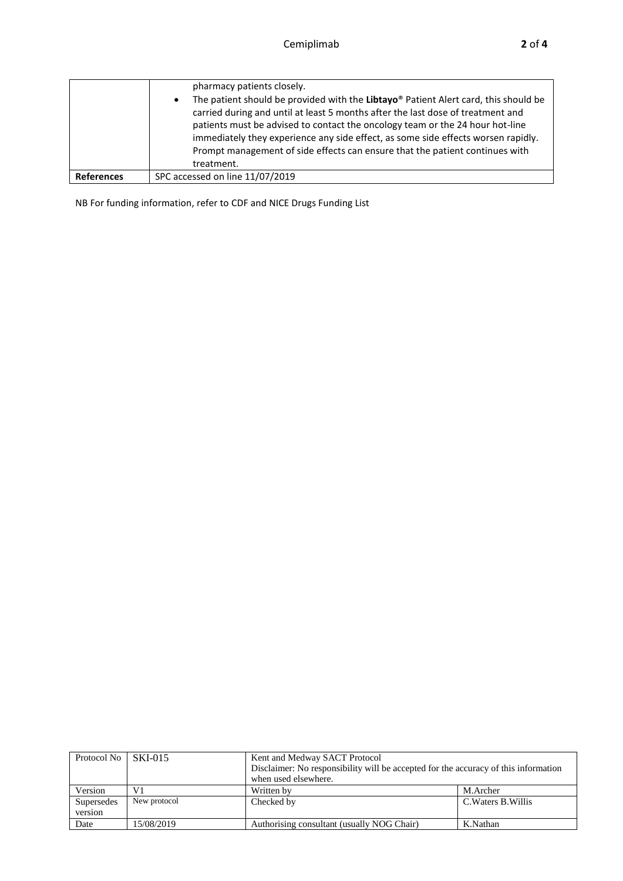| | |
|---|---|
| | pharmacy patients closely.<br>• The patient should be provided with the **Libtayo**® Patient Alert card, this should be carried during and until at least 5 months after the last dose of treatment and patients must be advised to contact the oncology team or the 24 hour hot-line immediately they experience any side effect, as some side effects worsen rapidly. Prompt management of side effects can ensure that the patient continues with treatment. |
| **References** | SPC accessed on line 11/07/2019 |

NB For funding information, refer to CDF and NICE Drugs Funding List

| Protocol No | SKI-015 | Kent and Medway SACT Protocol<br>Disclaimer: No responsibility will be accepted for the accuracy of this information when used elsewhere. | |
|---|---|---|---|
| Version | V1 | Written by | M.Archer |
| Supersedes version | New protocol | Checked by | C.Waters B.Willis |
| Date | 15/08/2019 | Authorising consultant (usually NOG Chair) | K.Nathan |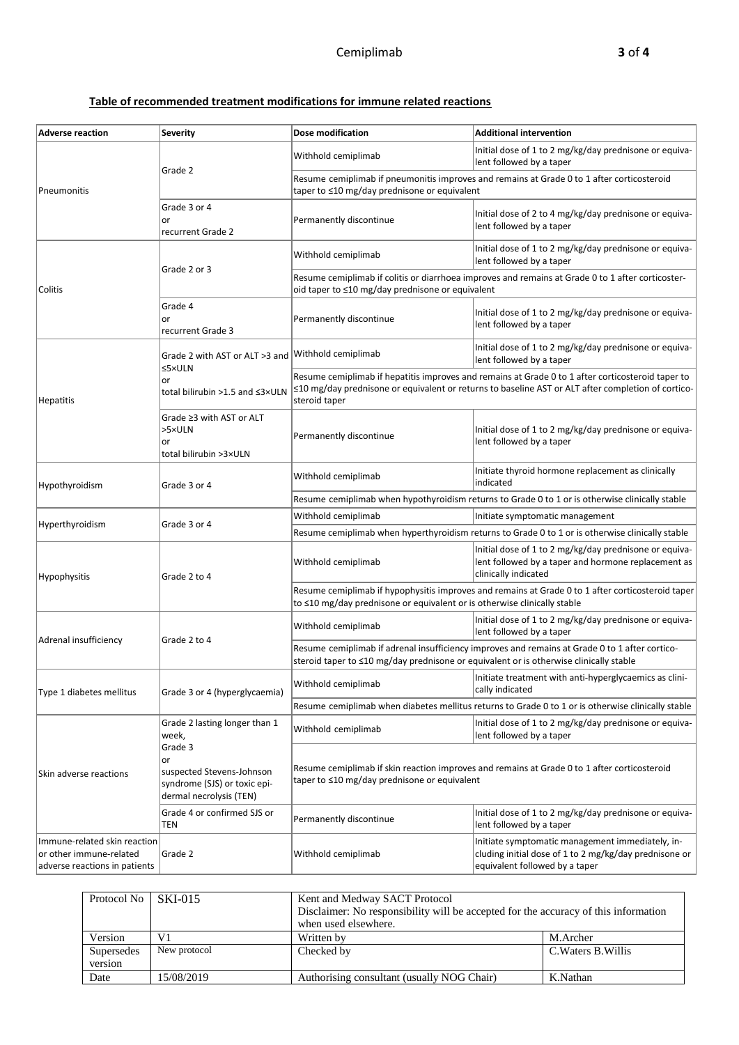**Table of recommended treatment modifications for immune related reactions**

| Adverse reaction | Severity | Dose modification | Additional intervention |
|---|---|---|---|
| Pneumonitis | Grade 2 | Withhold cemiplimab | Initial dose of 1 to 2 mg/kg/day prednisone or equivalent followed by a taper |
| | | Resume cemiplimab if pneumonitis improves and remains at Grade 0 to 1 after corticosteroid taper to ≤10 mg/day prednisone or equivalent | |
| | Grade 3 or 4 or recurrent Grade 2 | Permanently discontinue | Initial dose of 2 to 4 mg/kg/day prednisone or equivalent followed by a taper |
| Colitis | Grade 2 or 3 | Withhold cemiplimab | Initial dose of 1 to 2 mg/kg/day prednisone or equivalent followed by a taper |
| | | Resume cemiplimab if colitis or diarrhoea improves and remains at Grade 0 to 1 after corticosteroid taper to ≤10 mg/day prednisone or equivalent | |
| | Grade 4 or recurrent Grade 3 | Permanently discontinue | Initial dose of 1 to 2 mg/kg/day prednisone or equivalent followed by a taper |
| Hepatitis | Grade 2 with AST or ALT >3 and ≤5×ULN or total bilirubin >1.5 and ≤3×ULN | Withhold cemiplimab | Initial dose of 1 to 2 mg/kg/day prednisone or equivalent followed by a taper |
| | | Resume cemiplimab if hepatitis improves and remains at Grade 0 to 1 after corticosteroid taper to ≤10 mg/day prednisone or equivalent or returns to baseline AST or ALT after completion of corticosteroid taper | |
| | Grade ≥3 with AST or ALT >5×ULN or total bilirubin >3×ULN | Permanently discontinue | Initial dose of 1 to 2 mg/kg/day prednisone or equivalent followed by a taper |
| Hypothyroidism | Grade 3 or 4 | Withhold cemiplimab | Initiate thyroid hormone replacement as clinically indicated |
| | | Resume cemiplimab when hypothyroidism returns to Grade 0 to 1 or is otherwise clinically stable | |
| Hyperthyroidism | Grade 3 or 4 | Withhold cemiplimab | Initiate symptomatic management |
| | | Resume cemiplimab when hyperthyroidism returns to Grade 0 to 1 or is otherwise clinically stable | |
| Hypophysitis | Grade 2 to 4 | Withhold cemiplimab | Initial dose of 1 to 2 mg/kg/day prednisone or equivalent followed by a taper and hormone replacement as clinically indicated |
| | | Resume cemiplimab if hypophysitis improves and remains at Grade 0 to 1 after corticosteroid taper to ≤10 mg/day prednisone or equivalent or is otherwise clinically stable | |
| Adrenal insufficiency | Grade 2 to 4 | Withhold cemiplimab | Initial dose of 1 to 2 mg/kg/day prednisone or equivalent followed by a taper |
| | | Resume cemiplimab if adrenal insufficiency improves and remains at Grade 0 to 1 after corticosteroid taper to ≤10 mg/day prednisone or equivalent or is otherwise clinically stable | |
| Type 1 diabetes mellitus | Grade 3 or 4 (hyperglycaemia) | Withhold cemiplimab | Initiate treatment with anti-hyperglycaemics as clinically indicated |
| | | Resume cemiplimab when diabetes mellitus returns to Grade 0 to 1 or is otherwise clinically stable | |
| Skin adverse reactions | Grade 2 lasting longer than 1 week, Grade 3 or suspected Stevens-Johnson syndrome (SJS) or toxic epidermal necrolysis (TEN) | Withhold cemiplimab | Initial dose of 1 to 2 mg/kg/day prednisone or equivalent followed by a taper |
| | | Resume cemiplimab if skin reaction improves and remains at Grade 0 to 1 after corticosteroid taper to ≤10 mg/day prednisone or equivalent | |
| | Grade 4 or confirmed SJS or TEN | Permanently discontinue | Initial dose of 1 to 2 mg/kg/day prednisone or equivalent followed by a taper |
| Immune-related skin reaction or other immune-related adverse reactions in patients | Grade 2 | Withhold cemiplimab | Initiate symptomatic management immediately, including initial dose of 1 to 2 mg/kg/day prednisone or equivalent followed by a taper |

| Protocol No | SKI-015 | Kent and Medway SACT Protocol<br>Disclaimer: No responsibility will be accepted for the accuracy of this information when used elsewhere. | |
|---|---|---|---|
| Version | V1 | Written by | M.Archer |
| Supersedes version | New protocol | Checked by | C.Waters B.Willis |
| Date | 15/08/2019 | Authorising consultant (usually NOG Chair) | K.Nathan |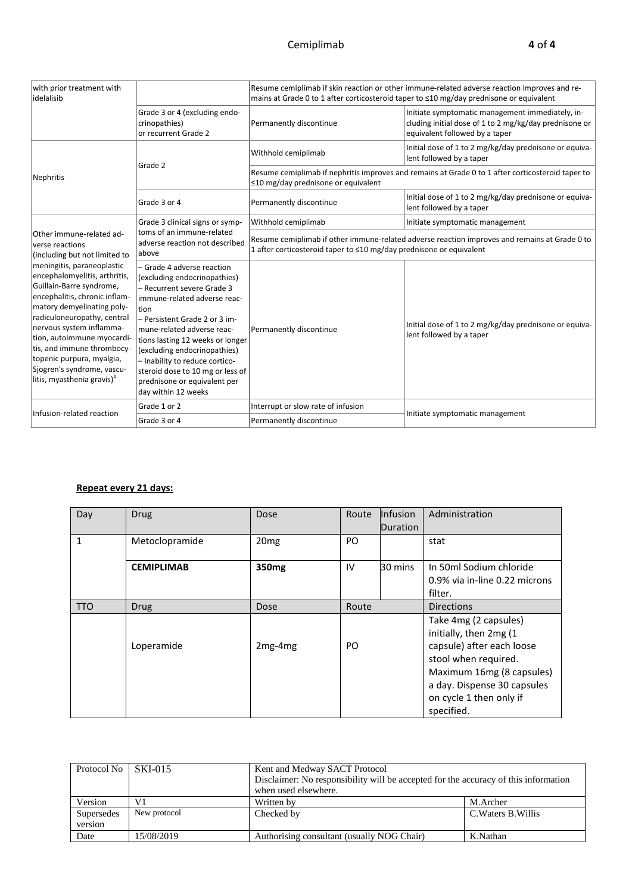| | | | |
|---|---|---|---|
| with prior treatment with idelalisib | | Resume cemiplimab if skin reaction or other immune-related adverse reaction improves and remains at Grade 0 to 1 after corticosteroid taper to ≤10 mg/day prednisone or equivalent | |
| | Grade 3 or 4 (excluding endocrinopathies) or recurrent Grade 2 | Permanently discontinue | Initiate symptomatic management immediately, including initial dose of 1 to 2 mg/kg/day prednisone or equivalent followed by a taper |
| Nephritis | Grade 2 | Withhold cemiplimab | Initial dose of 1 to 2 mg/kg/day prednisone or equivalent followed by a taper |
| | | Resume cemiplimab if nephritis improves and remains at Grade 0 to 1 after corticosteroid taper to ≤10 mg/day prednisone or equivalent | |
| | Grade 3 or 4 | Permanently discontinue | Initial dose of 1 to 2 mg/kg/day prednisone or equivalent followed by a taper |
| Other immune-related adverse reactions (including but not limited to meningitis, paraneoplastic encephalomyelitis, arthritis, Guillain-Barre syndrome, encephalitis, chronic inflammatory demyelinating polyradiculoneuropathy, central nervous system inflammation, autoimmune myocarditis, and immune thrombocytopenic purpura, myalgia, Sjogren's syndrome, vasculitis, myasthenia gravis)[b] | Grade 3 clinical signs or symptoms of an immune-related adverse reaction not described above | Withhold cemiplimab | Initiate symptomatic management |
| | | Resume cemiplimab if other immune-related adverse reaction improves and remains at Grade 0 to 1 after corticosteroid taper to ≤10 mg/day prednisone or equivalent | |
| | – Grade 4 adverse reaction (excluding endocrinopathies)<br>– Recurrent severe Grade 3 immune-related adverse reaction<br>– Persistent Grade 2 or 3 immune-related adverse reactions lasting 12 weeks or longer (excluding endocrinopathies)<br>– Inability to reduce corticosteroid dose to 10 mg or less of prednisone or equivalent per day within 12 weeks | Permanently discontinue | Initial dose of 1 to 2 mg/kg/day prednisone or equivalent followed by a taper |
| Infusion-related reaction | Grade 1 or 2 | Interrupt or slow rate of infusion | Initiate symptomatic management |
| | Grade 3 or 4 | Permanently discontinue | |

**Repeat every 21 days:**

| Day | Drug | Dose | Route | Infusion Duration | Administration |
|---|---|---|---|---|---|
| 1 | Metoclopramide | 20mg | PO | | stat |
| | **CEMIPLIMAB** | **350mg** | IV | 30 mins | In 50ml Sodium chloride 0.9% via in-line 0.22 microns filter. |
| TTO | Drug | Dose | Route | | Directions |
| | Loperamide | 2mg-4mg | PO | | Take 4mg (2 capsules) initially, then 2mg (1 capsule) after each loose stool when required. Maximum 16mg (8 capsules) a day. Dispense 30 capsules on cycle 1 then only if specified. |

| | | | |
|---|---|---|---|
| Protocol No | SKI-015 | Kent and Medway SACT Protocol<br>Disclaimer: No responsibility will be accepted for the accuracy of this information when used elsewhere. | |
| Version | V1 | Written by | M.Archer |
| Supersedes version | New protocol | Checked by | C.Waters B.Willis |
| Date | 15/08/2019 | Authorising consultant (usually NOG Chair) | K.Nathan |